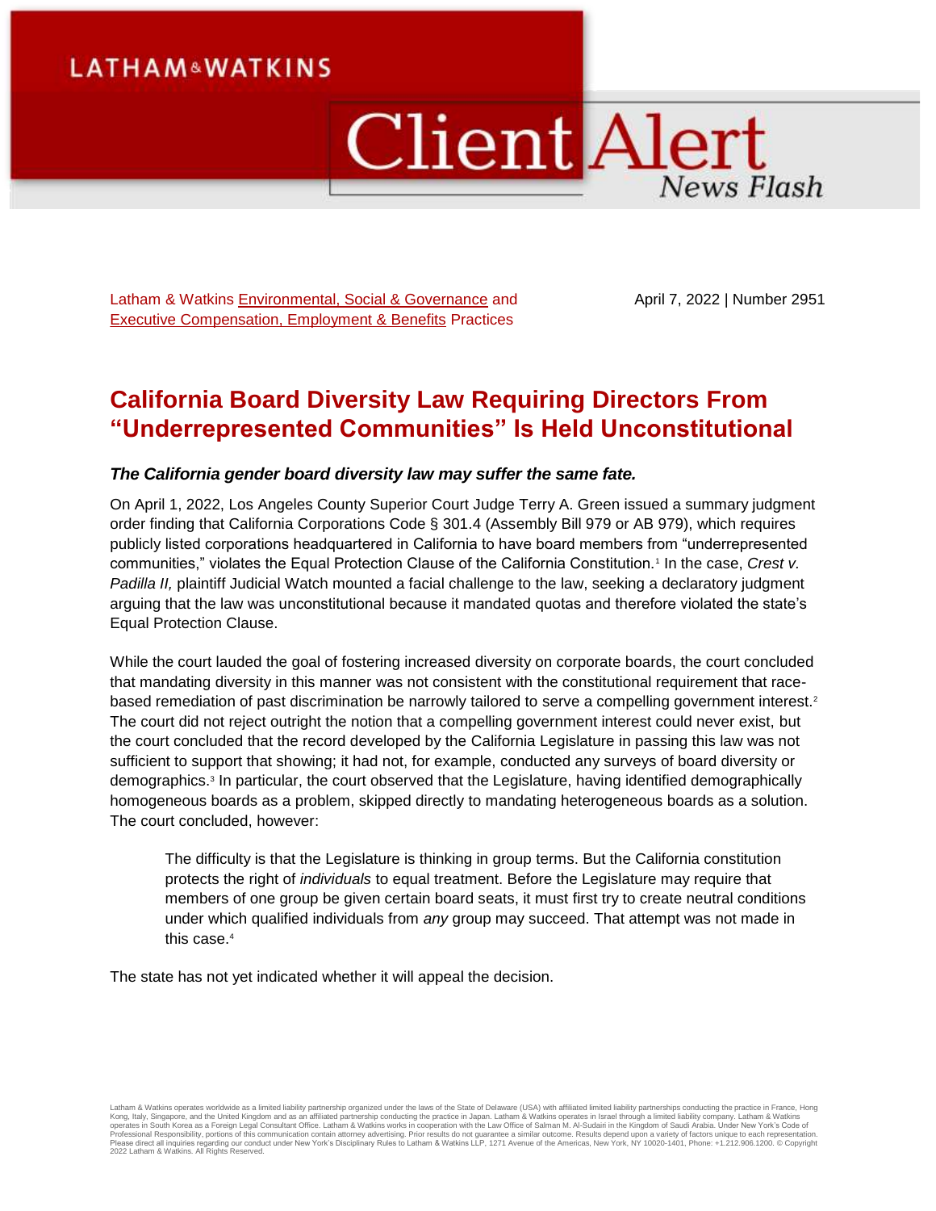LATHAM & WATKINS

# Client Alert

*News Flash*

Latham & Watkins Environmental, Social & Governance and Executive Compensation, Employment & Benefits Practices

April 7, 2022 | Number 2951

## California Board Diversity Law Requiring Directors From "Underrepresented Communities" Is Held Unconstitutional

### *The California gender board diversity law may suffer the same fate.*

On April 1, 2022, Los Angeles County Superior Court Judge Terry A. Green issued a summary judgment order finding that California Corporations Code § 301.4 (Assembly Bill 979 or AB 979), which requires publicly listed corporations headquartered in California to have board members from "underrepresented communities," violates the Equal Protection Clause of the California Constitution.[1] In the case, *Crest v. Padilla II,* plaintiff Judicial Watch mounted a facial challenge to the law, seeking a declaratory judgment arguing that the law was unconstitutional because it mandated quotas and therefore violated the state's Equal Protection Clause.

While the court lauded the goal of fostering increased diversity on corporate boards, the court concluded that mandating diversity in this manner was not consistent with the constitutional requirement that race-based remediation of past discrimination be narrowly tailored to serve a compelling government interest.[2] The court did not reject outright the notion that a compelling government interest could never exist, but the court concluded that the record developed by the California Legislature in passing this law was not sufficient to support that showing; it had not, for example, conducted any surveys of board diversity or demographics.[3] In particular, the court observed that the Legislature, having identified demographically homogeneous boards as a problem, skipped directly to mandating heterogeneous boards as a solution. The court concluded, however:

> The difficulty is that the Legislature is thinking in group terms. But the California constitution protects the right of *individuals* to equal treatment. Before the Legislature may require that members of one group be given certain board seats, it must first try to create neutral conditions under which qualified individuals from *any* group may succeed. That attempt was not made in this case.[4]

The state has not yet indicated whether it will appeal the decision.

Latham & Watkins operates worldwide as a limited liability partnership organized under the laws of the State of Delaware (USA) with affiliated limited liability partnerships conducting the practice in France, Hong Kong, Italy, Singapore, and the United Kingdom and as an affiliated partnership conducting the practice in Japan. Latham & Watkins operates in Israel through a limited liability company. Latham & Watkins operates in South Korea as a Foreign Legal Consultant Office. Latham & Watkins works in cooperation with the Law Office of Salman M. Al-Sudairi in the Kingdom of Saudi Arabia. Under New York's Code of Professional Responsibility, portions of this communication contain attorney advertising. Prior results do not guarantee a similar outcome. Results depend upon a variety of factors unique to each representation. Please direct all inquiries regarding our conduct under New York's Disciplinary Rules to Latham & Watkins LLP, 1271 Avenue of the Americas, New York, NY 10020-1401, Phone: +1.212.906.1200. © Copyright 2022 Latham & Watkins. All Rights Reserved.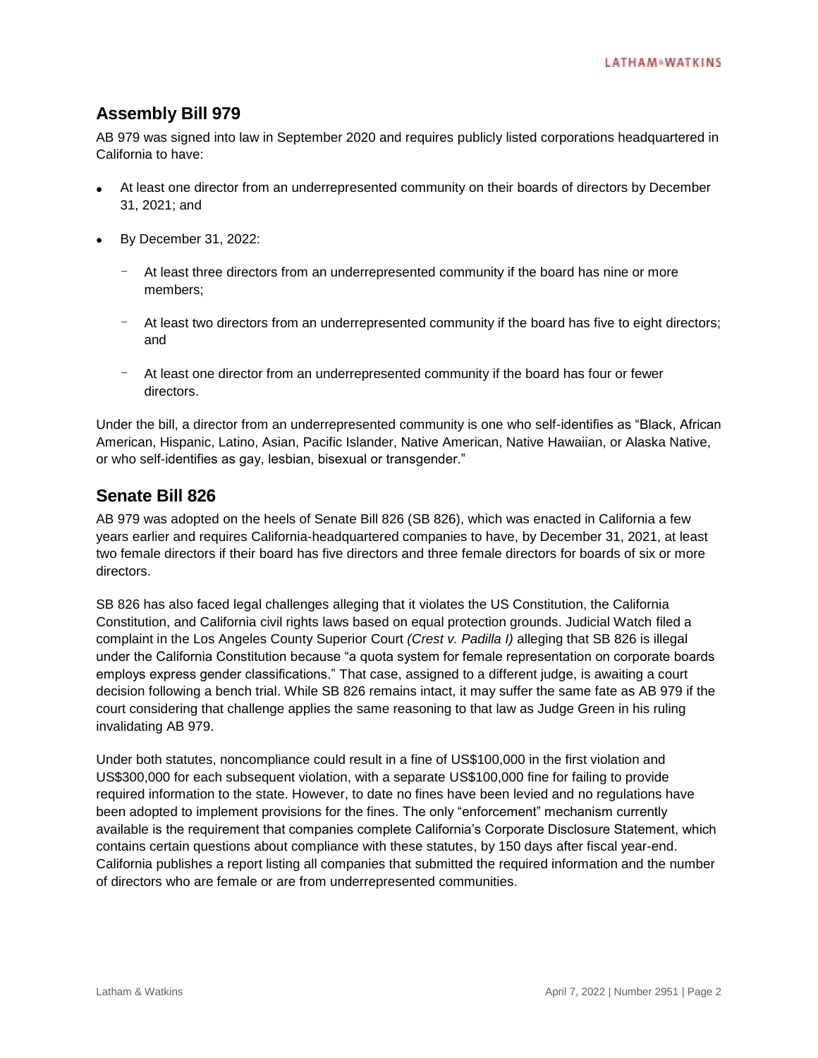## Assembly Bill 979

AB 979 was signed into law in September 2020 and requires publicly listed corporations headquartered in California to have:

- At least one director from an underrepresented community on their boards of directors by December 31, 2021; and
- By December 31, 2022:
  - At least three directors from an underrepresented community if the board has nine or more members;
  - At least two directors from an underrepresented community if the board has five to eight directors; and
  - At least one director from an underrepresented community if the board has four or fewer directors.

Under the bill, a director from an underrepresented community is one who self-identifies as "Black, African American, Hispanic, Latino, Asian, Pacific Islander, Native American, Native Hawaiian, or Alaska Native, or who self-identifies as gay, lesbian, bisexual or transgender."

## Senate Bill 826

AB 979 was adopted on the heels of Senate Bill 826 (SB 826), which was enacted in California a few years earlier and requires California-headquartered companies to have, by December 31, 2021, at least two female directors if their board has five directors and three female directors for boards of six or more directors.

SB 826 has also faced legal challenges alleging that it violates the US Constitution, the California Constitution, and California civil rights laws based on equal protection grounds. Judicial Watch filed a complaint in the Los Angeles County Superior Court *(Crest v. Padilla I)* alleging that SB 826 is illegal under the California Constitution because "a quota system for female representation on corporate boards employs express gender classifications." That case, assigned to a different judge, is awaiting a court decision following a bench trial. While SB 826 remains intact, it may suffer the same fate as AB 979 if the court considering that challenge applies the same reasoning to that law as Judge Green in his ruling invalidating AB 979.

Under both statutes, noncompliance could result in a fine of US$100,000 in the first violation and US$300,000 for each subsequent violation, with a separate US$100,000 fine for failing to provide required information to the state. However, to date no fines have been levied and no regulations have been adopted to implement provisions for the fines. The only "enforcement" mechanism currently available is the requirement that companies complete California's Corporate Disclosure Statement, which contains certain questions about compliance with these statutes, by 150 days after fiscal year-end. California publishes a report listing all companies that submitted the required information and the number of directors who are female or are from underrepresented communities.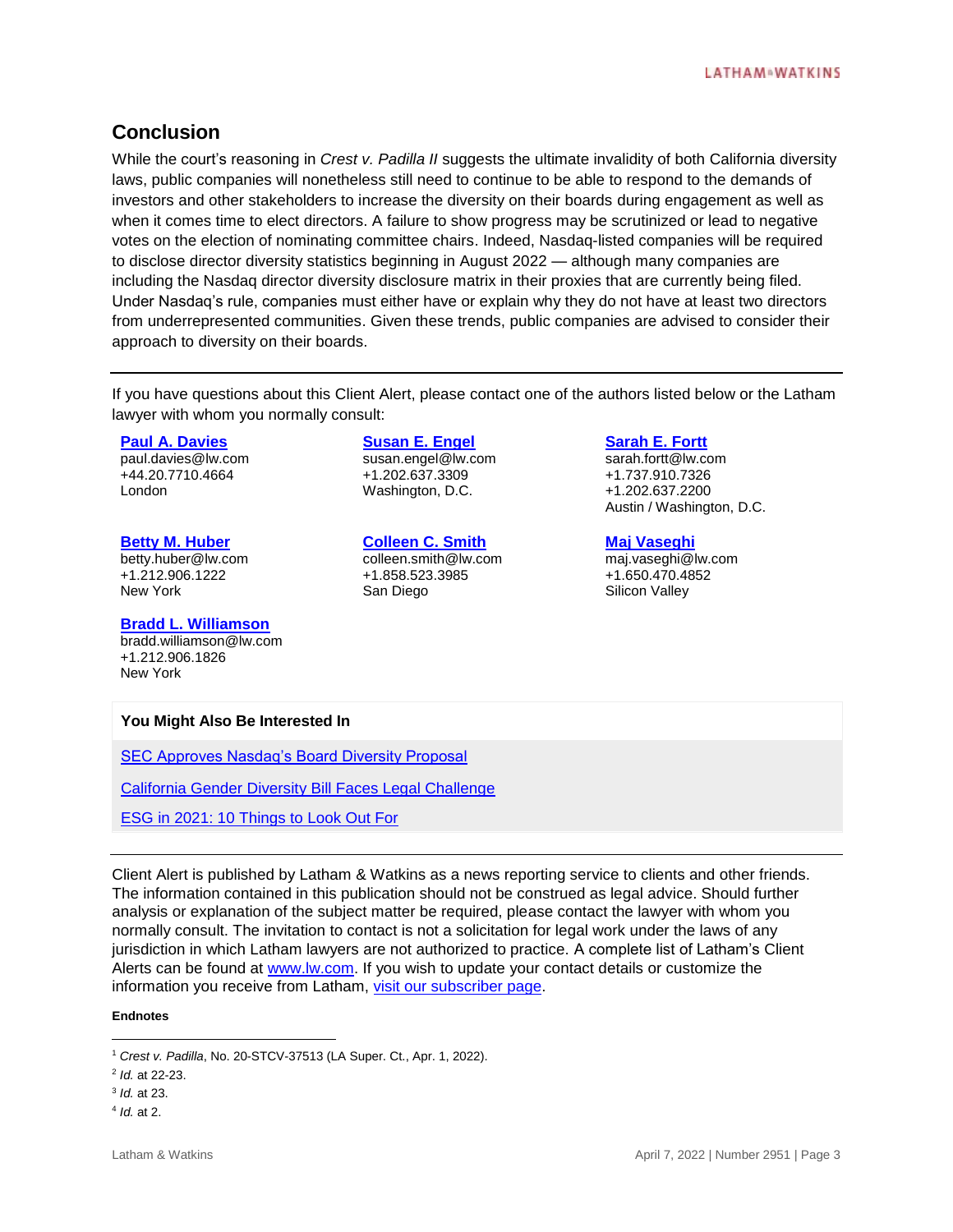## Conclusion

While the court's reasoning in *Crest v. Padilla II* suggests the ultimate invalidity of both California diversity laws, public companies will nonetheless still need to continue to be able to respond to the demands of investors and other stakeholders to increase the diversity on their boards during engagement as well as when it comes time to elect directors. A failure to show progress may be scrutinized or lead to negative votes on the election of nominating committee chairs. Indeed, Nasdaq-listed companies will be required to disclose director diversity statistics beginning in August 2022 — although many companies are including the Nasdaq director diversity disclosure matrix in their proxies that are currently being filed. Under Nasdaq's rule, companies must either have or explain why they do not have at least two directors from underrepresented communities. Given these trends, public companies are advised to consider their approach to diversity on their boards.

---

If you have questions about this Client Alert, please contact one of the authors listed below or the Latham lawyer with whom you normally consult:

**Paul A. Davies**
paul.davies@lw.com
+44.20.7710.4664
London

**Susan E. Engel**
susan.engel@lw.com
+1.202.637.3309
Washington, D.C.

**Sarah E. Fortt**
sarah.fortt@lw.com
+1.737.910.7326
+1.202.637.2200
Austin / Washington, D.C.

**Betty M. Huber**
betty.huber@lw.com
+1.212.906.1222
New York

**Colleen C. Smith**
colleen.smith@lw.com
+1.858.523.3985
San Diego

**Maj Vaseghi**
maj.vaseghi@lw.com
+1.650.470.4852
Silicon Valley

**Bradd L. Williamson**
bradd.williamson@lw.com
+1.212.906.1826
New York

**You Might Also Be Interested In**

SEC Approves Nasdaq's Board Diversity Proposal

California Gender Diversity Bill Faces Legal Challenge

ESG in 2021: 10 Things to Look Out For

---

Client Alert is published by Latham & Watkins as a news reporting service to clients and other friends. The information contained in this publication should not be construed as legal advice. Should further analysis or explanation of the subject matter be required, please contact the lawyer with whom you normally consult. The invitation to contact is not a solicitation for legal work under the laws of any jurisdiction in which Latham lawyers are not authorized to practice. A complete list of Latham's Client Alerts can be found at www.lw.com. If you wish to update your contact details or customize the information you receive from Latham, visit our subscriber page.

**Endnotes**

[1] *Crest v. Padilla*, No. 20-STCV-37513 (LA Super. Ct., Apr. 1, 2022).

[2] *Id.* at 22-23.

[3] *Id.* at 23.

[4] *Id.* at 2.